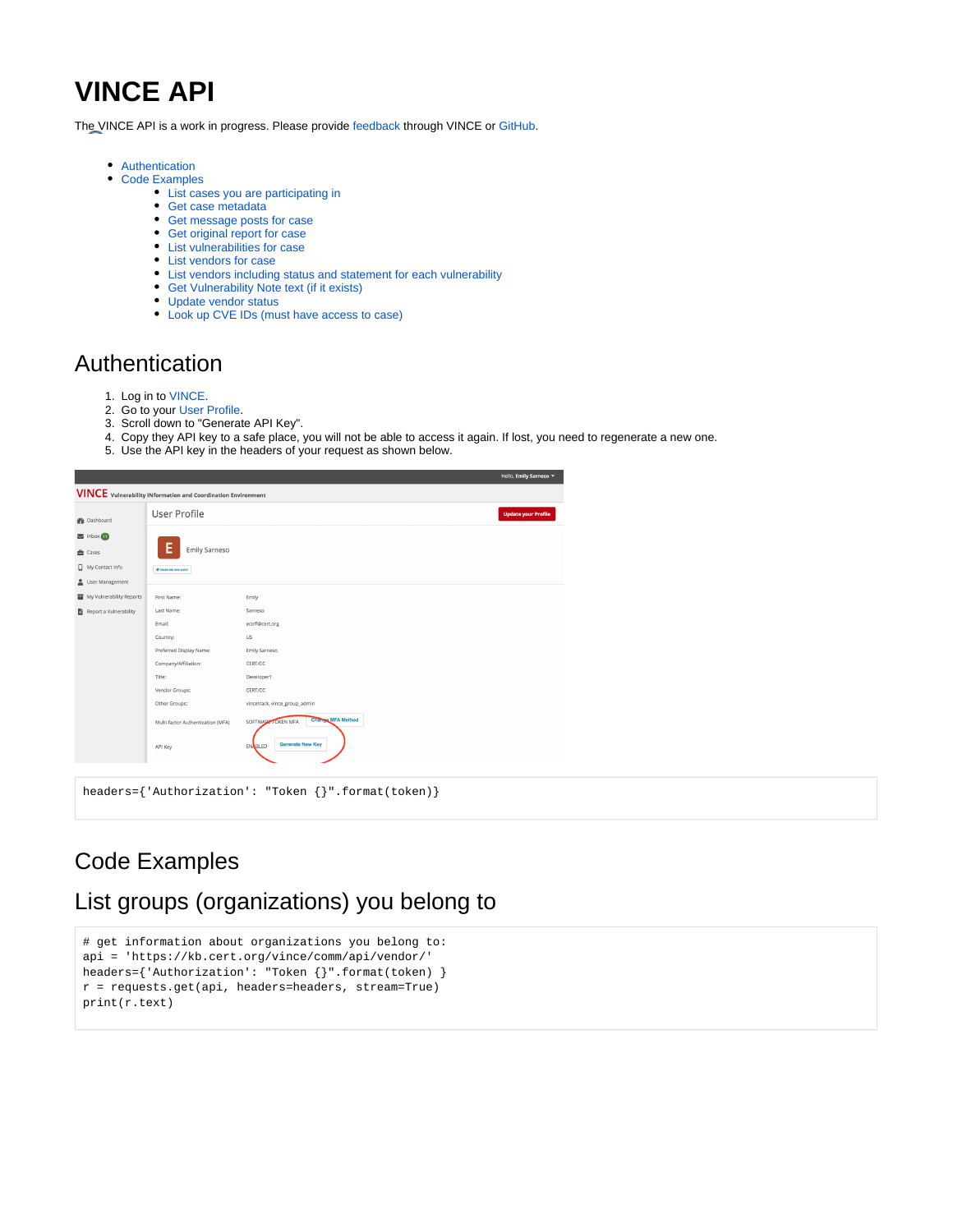# VINCE API

The VINCE API is a work in progress. Please provide feedback through VINCE or GitHub.

- Authentication
- Code Examples
  - List cases you are participating in
  - Get case metadata
  - Get message posts for case
  - Get original report for case
  - List vulnerabilities for case
  - List vendors for case
  - List vendors including status and statement for each vulnerability
  - Get Vulnerability Note text (if it exists)
  - Update vendor status
  - Look up CVE IDs (must have access to case)

## Authentication

1. Log in to VINCE.
2. Go to your User Profile.
3. Scroll down to "Generate API Key".
4. Copy they API key to a safe place, you will not be able to access it again. If lost, you need to regenerate a new one.
5. Use the API key in the headers of your request as shown below.

```
headers={'Authorization': "Token {}".format(token)}
```

## Code Examples

## List groups (organizations) you belong to

```
# get information about organizations you belong to:
api = 'https://kb.cert.org/vince/comm/api/vendor/'
headers={'Authorization': "Token {}".format(token) }
r = requests.get(api, headers=headers, stream=True)
print(r.text)
```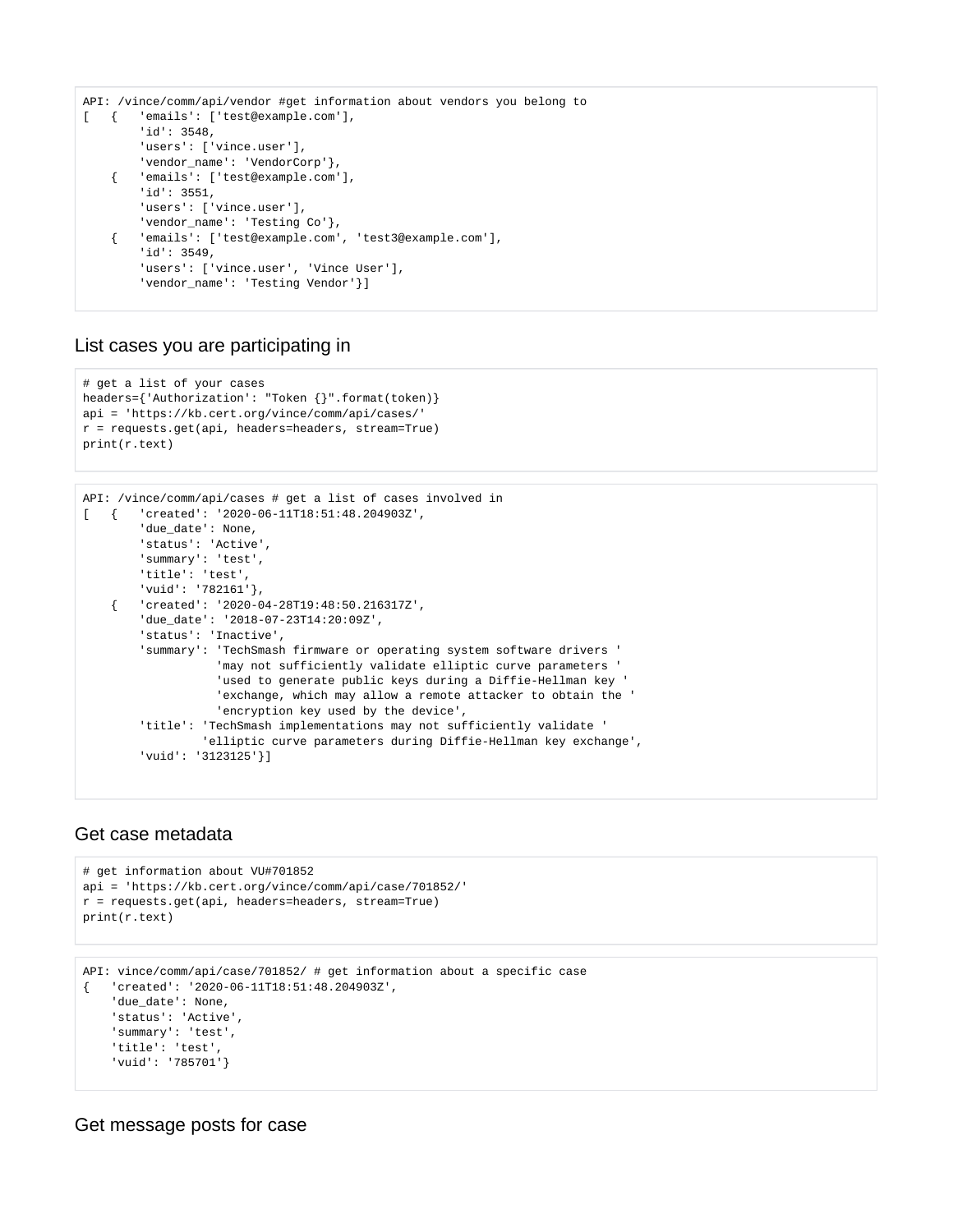```
API: /vince/comm/api/vendor #get information about vendors you belong to
[   {   'emails': ['test@example.com'],
        'id': 3548,
        'users': ['vince.user'],
        'vendor_name': 'VendorCorp'},
    {   'emails': ['test@example.com'],
        'id': 3551,
        'users': ['vince.user'],
        'vendor_name': 'Testing Co'},
    {   'emails': ['test@example.com', 'test3@example.com'],
        'id': 3549,
        'users': ['vince.user', 'Vince User'],
        'vendor_name': 'Testing Vendor'}]
```

## List cases you are participating in

```
# get a list of your cases
headers={'Authorization': "Token {}".format(token)}
api = 'https://kb.cert.org/vince/comm/api/cases/'
r = requests.get(api, headers=headers, stream=True)
print(r.text)
```

```
API: /vince/comm/api/cases # get a list of cases involved in
[   {   'created': '2020-06-11T18:51:48.204903Z',
        'due_date': None,
        'status': 'Active',
        'summary': 'test',
        'title': 'test',
        'vuid': '782161'},
    {   'created': '2020-04-28T19:48:50.216317Z',
        'due_date': '2018-07-23T14:20:09Z',
        'status': 'Inactive',
        'summary': 'TechSmash firmware or operating system software drivers '
                   'may not sufficiently validate elliptic curve parameters '
                   'used to generate public keys during a Diffie-Hellman key '
                   'exchange, which may allow a remote attacker to obtain the '
                   'encryption key used by the device',
        'title': 'TechSmash implementations may not sufficiently validate '
                 'elliptic curve parameters during Diffie-Hellman key exchange',
        'vuid': '3123125'}]
```

## Get case metadata

```
# get information about VU#701852
api = 'https://kb.cert.org/vince/comm/api/case/701852/'
r = requests.get(api, headers=headers, stream=True)
print(r.text)
```

```
API: vince/comm/api/case/701852/ # get information about a specific case
{   'created': '2020-06-11T18:51:48.204903Z',
    'due_date': None,
    'status': 'Active',
    'summary': 'test',
    'title': 'test',
    'vuid': '785701'}
```

## Get message posts for case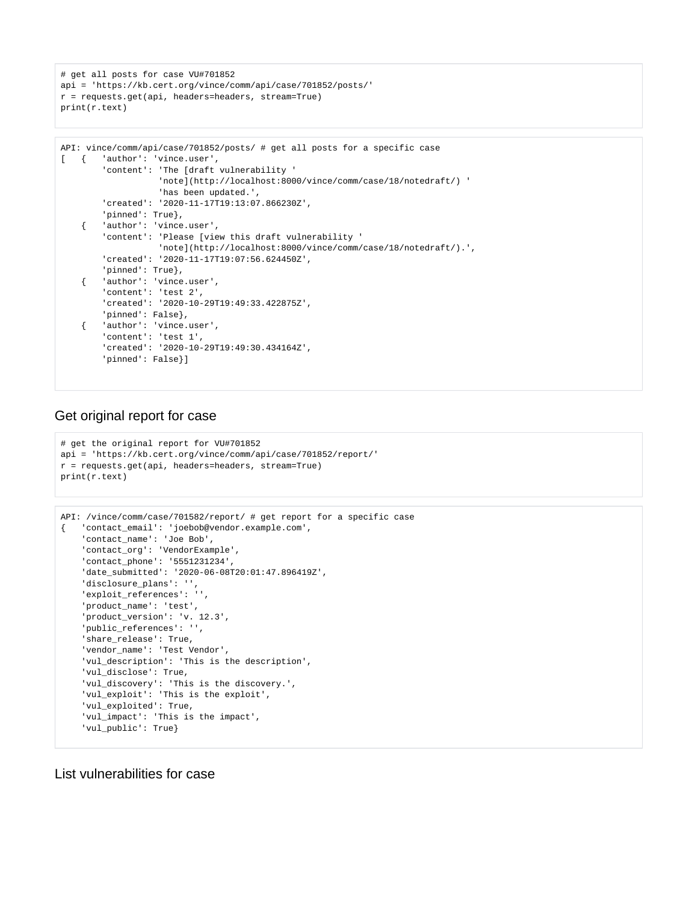```
# get all posts for case VU#701852
api = 'https://kb.cert.org/vince/comm/api/case/701852/posts/'
r = requests.get(api, headers=headers, stream=True)
print(r.text)
```

```
API: vince/comm/api/case/701852/posts/ # get all posts for a specific case
[   {   'author': 'vince.user',
        'content': 'The [draft vulnerability '
                   'note](http://localhost:8000/vince/comm/case/18/notedraft/) '
                   'has been updated.',
        'created': '2020-11-17T19:13:07.866230Z',
        'pinned': True},
    {   'author': 'vince.user',
        'content': 'Please [view this draft vulnerability '
                   'note](http://localhost:8000/vince/comm/case/18/notedraft/).',
        'created': '2020-11-17T19:07:56.624450Z',
        'pinned': True},
    {   'author': 'vince.user',
        'content': 'test 2',
        'created': '2020-10-29T19:49:33.422875Z',
        'pinned': False},
    {   'author': 'vince.user',
        'content': 'test 1',
        'created': '2020-10-29T19:49:30.434164Z',
        'pinned': False}]
```

## Get original report for case

```
# get the original report for VU#701852
api = 'https://kb.cert.org/vince/comm/api/case/701852/report/'
r = requests.get(api, headers=headers, stream=True)
print(r.text)
```

```
API: /vince/comm/case/701582/report/ # get report for a specific case
{   'contact_email': 'joebob@vendor.example.com',
    'contact_name': 'Joe Bob',
    'contact_org': 'VendorExample',
    'contact_phone': '5551231234',
    'date_submitted': '2020-06-08T20:01:47.896419Z',
    'disclosure_plans': '',
    'exploit_references': '',
    'product_name': 'test',
    'product_version': 'v. 12.3',
    'public_references': '',
    'share_release': True,
    'vendor_name': 'Test Vendor',
    'vul_description': 'This is the description',
    'vul_disclose': True,
    'vul_discovery': 'This is the discovery.',
    'vul_exploit': 'This is the exploit',
    'vul_exploited': True,
    'vul_impact': 'This is the impact',
    'vul_public': True}
```

## List vulnerabilities for case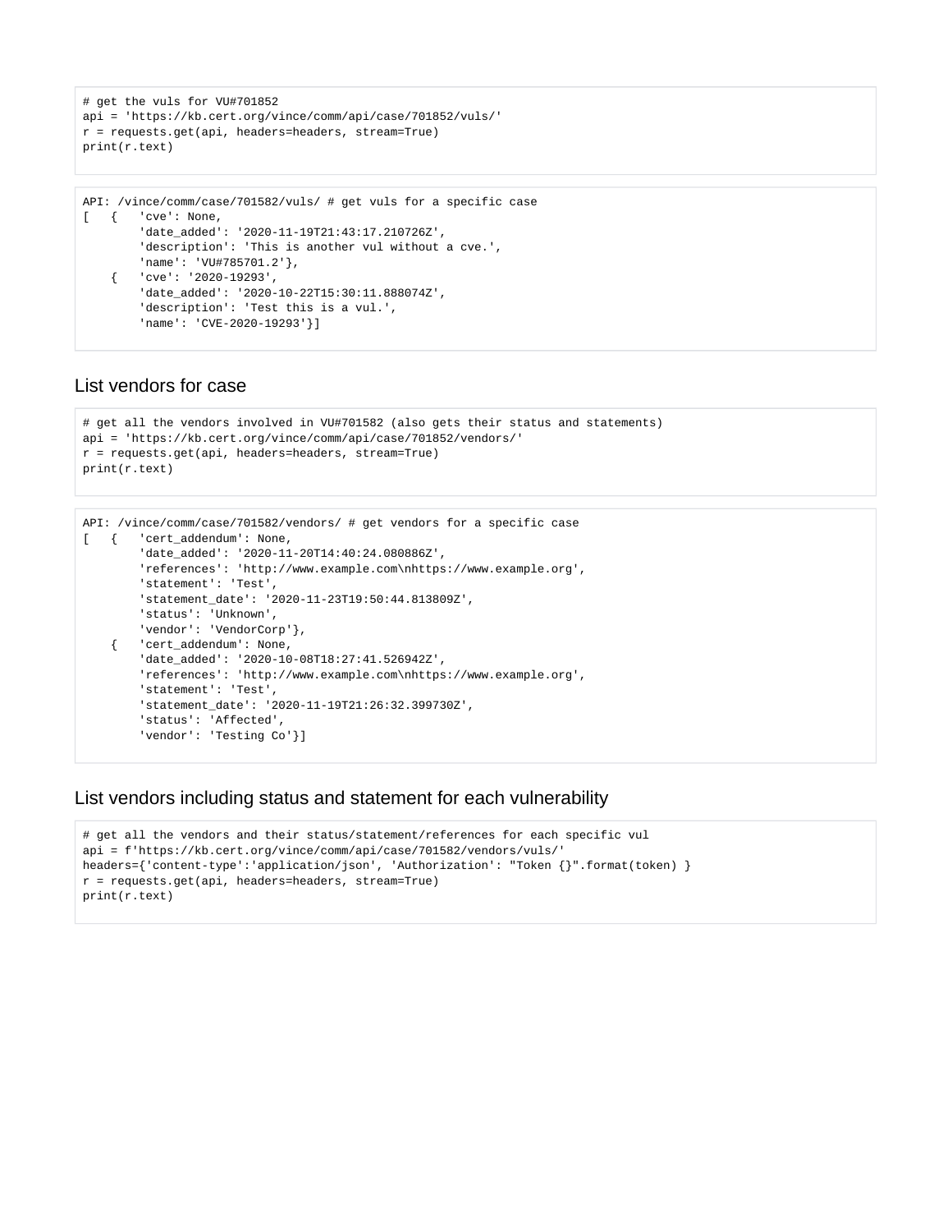```
# get the vuls for VU#701852
api = 'https://kb.cert.org/vince/comm/api/case/701852/vuls/'
r = requests.get(api, headers=headers, stream=True)
print(r.text)
```

```
API: /vince/comm/case/701582/vuls/ # get vuls for a specific case
[   {   'cve': None,
        'date_added': '2020-11-19T21:43:17.210726Z',
        'description': 'This is another vul without a cve.',
        'name': 'VU#785701.2'},
    {   'cve': '2020-19293',
        'date_added': '2020-10-22T15:30:11.888074Z',
        'description': 'Test this is a vul.',
        'name': 'CVE-2020-19293'}]
```

## List vendors for case

```
# get all the vendors involved in VU#701582 (also gets their status and statements)
api = 'https://kb.cert.org/vince/comm/api/case/701852/vendors/'
r = requests.get(api, headers=headers, stream=True)
print(r.text)
```

```
API: /vince/comm/case/701582/vendors/ # get vendors for a specific case
[   {   'cert_addendum': None,
        'date_added': '2020-11-20T14:40:24.080886Z',
        'references': 'http://www.example.com\nhttps://www.example.org',
        'statement': 'Test',
        'statement_date': '2020-11-23T19:50:44.813809Z',
        'status': 'Unknown',
        'vendor': 'VendorCorp'},
    {   'cert_addendum': None,
        'date_added': '2020-10-08T18:27:41.526942Z',
        'references': 'http://www.example.com\nhttps://www.example.org',
        'statement': 'Test',
        'statement_date': '2020-11-19T21:26:32.399730Z',
        'status': 'Affected',
        'vendor': 'Testing Co'}]
```

## List vendors including status and statement for each vulnerability

```
# get all the vendors and their status/statement/references for each specific vul
api = f'https://kb.cert.org/vince/comm/api/case/701582/vendors/vuls/'
headers={'content-type':'application/json', 'Authorization': "Token {}".format(token) }
r = requests.get(api, headers=headers, stream=True)
print(r.text)
```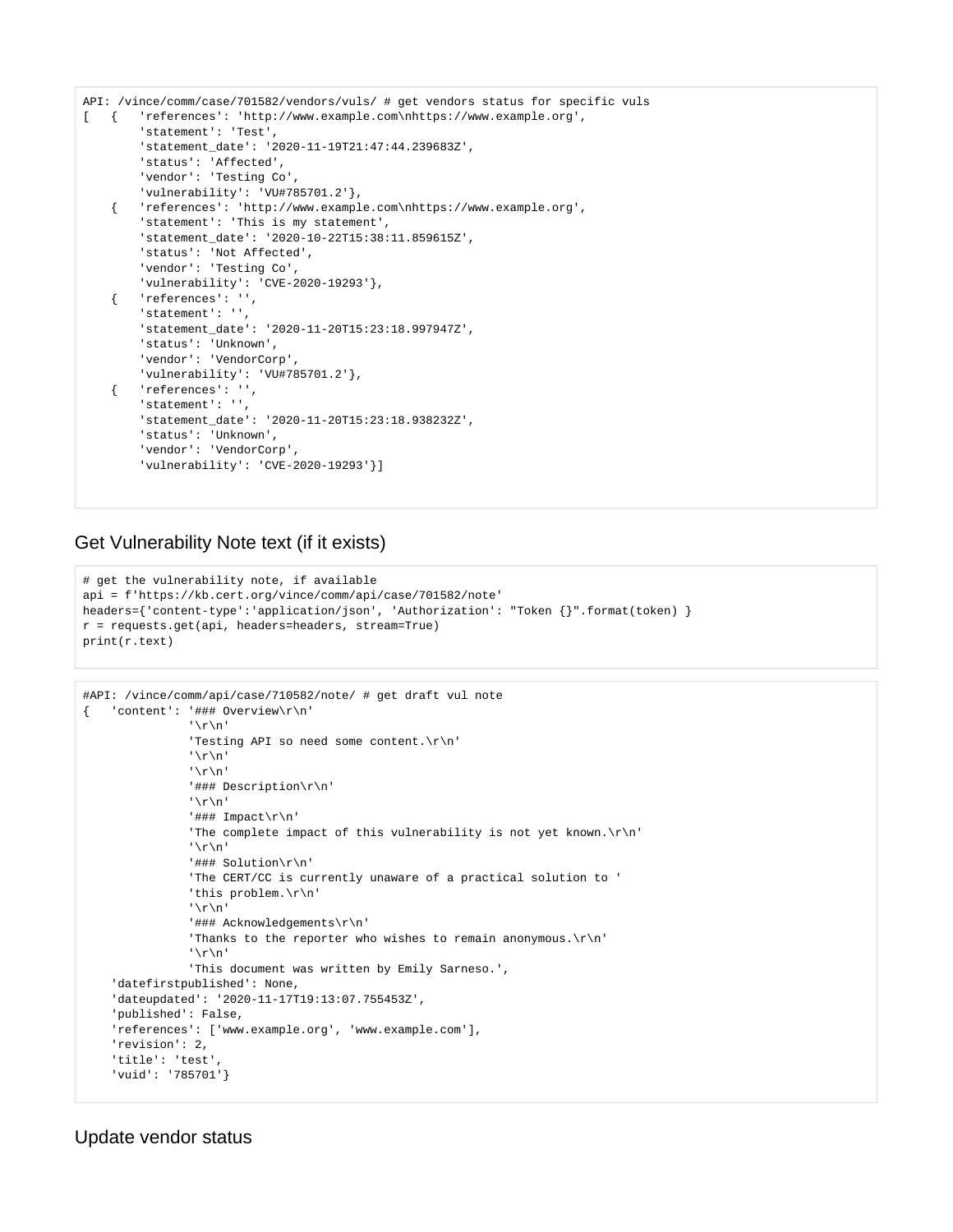```
API: /vince/comm/case/701582/vendors/vuls/ # get vendors status for specific vuls
[   {   'references': 'http://www.example.com\nhttps://www.example.org',
        'statement': 'Test',
        'statement_date': '2020-11-19T21:47:44.239683Z',
        'status': 'Affected',
        'vendor': 'Testing Co',
        'vulnerability': 'VU#785701.2'},
    {   'references': 'http://www.example.com\nhttps://www.example.org',
        'statement': 'This is my statement',
        'statement_date': '2020-10-22T15:38:11.859615Z',
        'status': 'Not Affected',
        'vendor': 'Testing Co',
        'vulnerability': 'CVE-2020-19293'},
    {   'references': '',
        'statement': '',
        'statement_date': '2020-11-20T15:23:18.997947Z',
        'status': 'Unknown',
        'vendor': 'VendorCorp',
        'vulnerability': 'VU#785701.2'},
    {   'references': '',
        'statement': '',
        'statement_date': '2020-11-20T15:23:18.938232Z',
        'status': 'Unknown',
        'vendor': 'VendorCorp',
        'vulnerability': 'CVE-2020-19293'}]
```

## Get Vulnerability Note text (if it exists)

```
# get the vulnerability note, if available
api = f'https://kb.cert.org/vince/comm/api/case/701582/note'
headers={'content-type':'application/json', 'Authorization': "Token {}".format(token) }
r = requests.get(api, headers=headers, stream=True)
print(r.text)
```

```
#API: /vince/comm/api/case/710582/note/ # get draft vul note
{   'content': '### Overview\r\n'
               '\r\n'
               'Testing API so need some content.\r\n'
               '\r\n'
               '\r\n'
               '### Description\r\n'
               '\r\n'
               '### Impact\r\n'
               'The complete impact of this vulnerability is not yet known.\r\n'
               '\r\n'
               '### Solution\r\n'
               'The CERT/CC is currently unaware of a practical solution to '
               'this problem.\r\n'
               '\r\n'
               '### Acknowledgements\r\n'
               'Thanks to the reporter who wishes to remain anonymous.\r\n'
               '\r\n'
               'This document was written by Emily Sarneso.',
    'datefirstpublished': None,
    'dateupdated': '2020-11-17T19:13:07.755453Z',
    'published': False,
    'references': ['www.example.org', 'www.example.com'],
    'revision': 2,
    'title': 'test',
    'vuid': '785701'}
```

## Update vendor status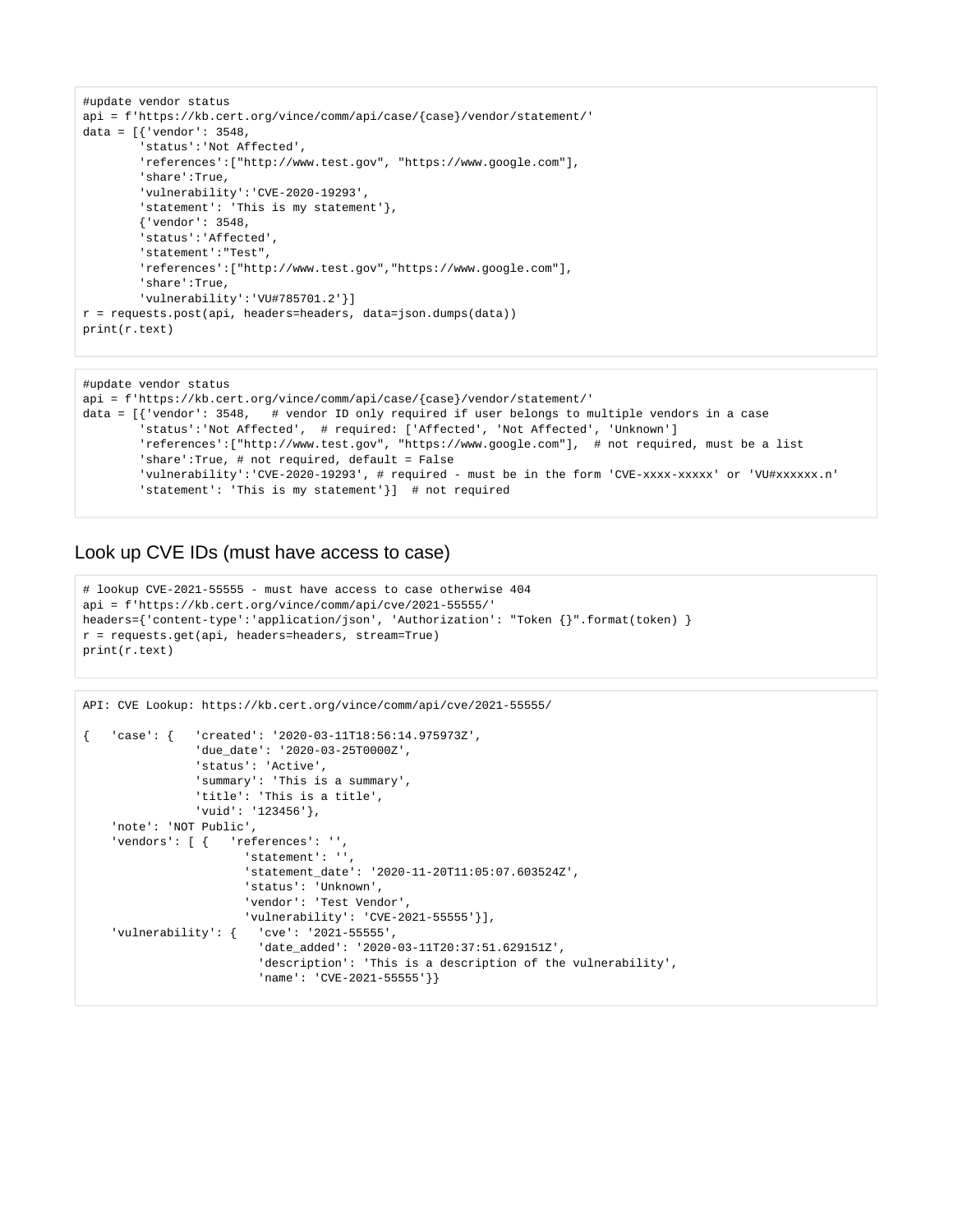```
#update vendor status
api = f'https://kb.cert.org/vince/comm/api/case/{case}/vendor/statement/'
data = [{'vendor': 3548,
        'status':'Not Affected',
        'references':["http://www.test.gov", "https://www.google.com"],
        'share':True,
        'vulnerability':'CVE-2020-19293',
        'statement': 'This is my statement'},
        {'vendor': 3548,
        'status':'Affected',
        'statement':"Test",
        'references':["http://www.test.gov","https://www.google.com"],
        'share':True,
        'vulnerability':'VU#785701.2'}]
r = requests.post(api, headers=headers, data=json.dumps(data))
print(r.text)
```

```
#update vendor status
api = f'https://kb.cert.org/vince/comm/api/case/{case}/vendor/statement/'
data = [{'vendor': 3548,   # vendor ID only required if user belongs to multiple vendors in a case
        'status':'Not Affected',  # required: ['Affected', 'Not Affected', 'Unknown']
        'references':["http://www.test.gov", "https://www.google.com"],  # not required, must be a list
        'share':True, # not required, default = False
        'vulnerability':'CVE-2020-19293', # required - must be in the form 'CVE-xxxx-xxxxx' or 'VU#xxxxxx.n'
        'statement': 'This is my statement'}]  # not required
```

## Look up CVE IDs (must have access to case)

```
# lookup CVE-2021-55555 - must have access to case otherwise 404
api = f'https://kb.cert.org/vince/comm/api/cve/2021-55555/'
headers={'content-type':'application/json', 'Authorization': "Token {}".format(token) }
r = requests.get(api, headers=headers, stream=True)
print(r.text)
```

```
API: CVE Lookup: https://kb.cert.org/vince/comm/api/cve/2021-55555/

{   'case': {   'created': '2020-03-11T18:56:14.975973Z',
                'due_date': '2020-03-25T0000Z',
                'status': 'Active',
                'summary': 'This is a summary',
                'title': 'This is a title',
                'vuid': '123456'},
    'note': 'NOT Public',
    'vendors': [ {   'references': '',
                     'statement': '',
                     'statement_date': '2020-11-20T11:05:07.603524Z',
                     'status': 'Unknown',
                     'vendor': 'Test Vendor',
                     'vulnerability': 'CVE-2021-55555'}],
    'vulnerability': {   'cve': '2021-55555',
                         'date_added': '2020-03-11T20:37:51.629151Z',
                         'description': 'This is a description of the vulnerability',
                         'name': 'CVE-2021-55555'}}
```